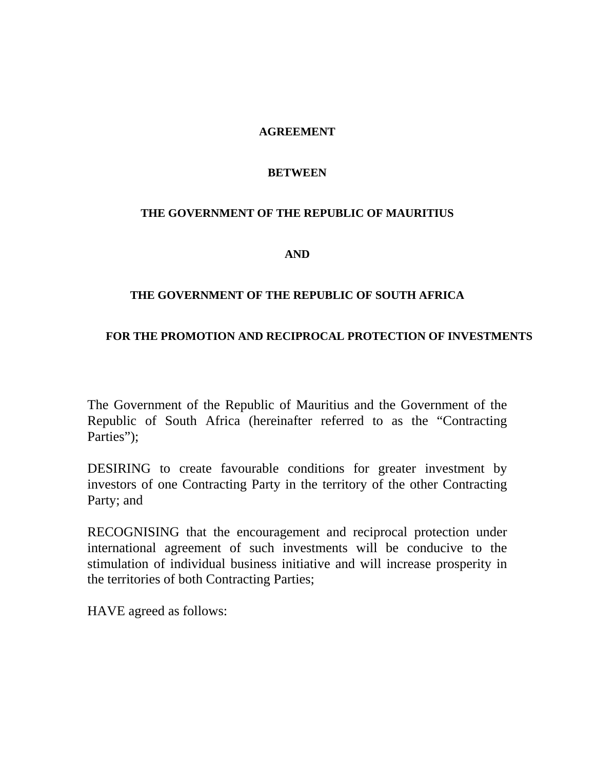**AGREEMENT**

**BETWEEN**

**THE GOVERNMENT OF THE REPUBLIC OF MAURITIUS**

**AND**

**THE GOVERNMENT OF THE REPUBLIC OF SOUTH AFRICA**

**FOR THE PROMOTION AND RECIPROCAL PROTECTION OF INVESTMENTS**

The Government of the Republic of Mauritius and the Government of the Republic of South Africa (hereinafter referred to as the "Contracting Parties");

DESIRING to create favourable conditions for greater investment by investors of one Contracting Party in the territory of the other Contracting Party; and

RECOGNISING that the encouragement and reciprocal protection under international agreement of such investments will be conducive to the stimulation of individual business initiative and will increase prosperity in the territories of both Contracting Parties;

HAVE agreed as follows: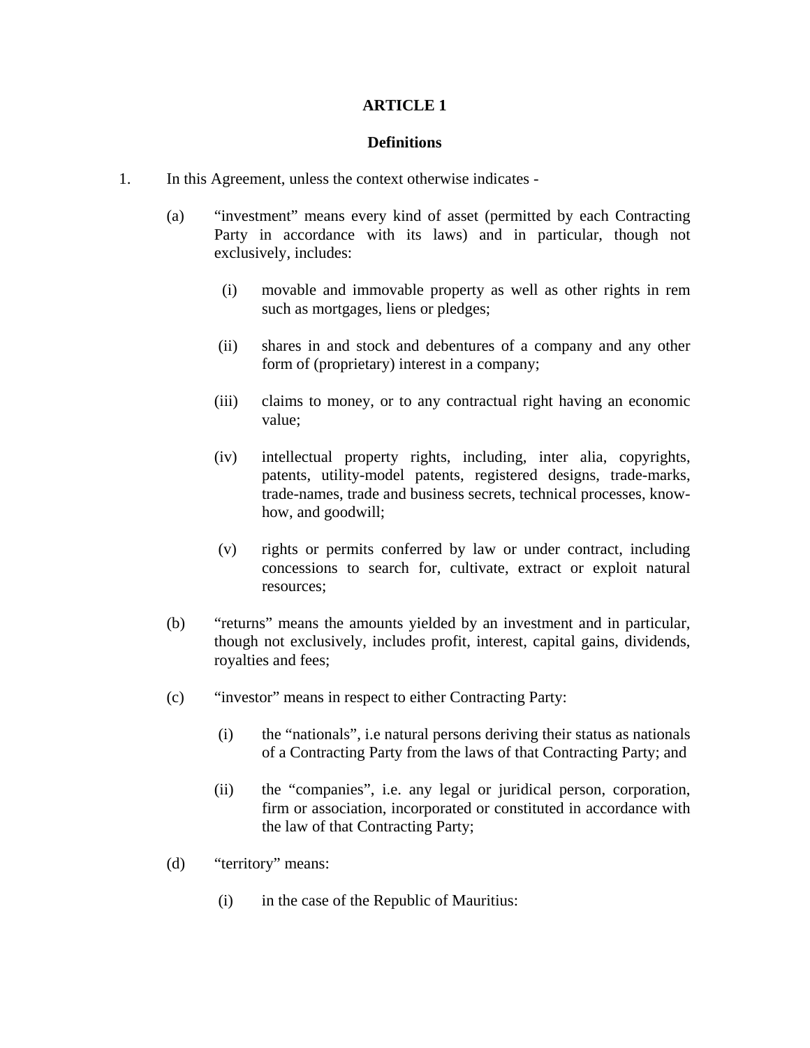## ARTICLE 1

### Definitions

1. In this Agreement, unless the context otherwise indicates -

   (a) "investment" means every kind of asset (permitted by each Contracting Party in accordance with its laws) and in particular, though not exclusively, includes:

      (i) movable and immovable property as well as other rights in rem such as mortgages, liens or pledges;

      (ii) shares in and stock and debentures of a company and any other form of (proprietary) interest in a company;

      (iii) claims to money, or to any contractual right having an economic value;

      (iv) intellectual property rights, including, inter alia, copyrights, patents, utility-model patents, registered designs, trade-marks, trade-names, trade and business secrets, technical processes, know-how, and goodwill;

      (v) rights or permits conferred by law or under contract, including concessions to search for, cultivate, extract or exploit natural resources;

   (b) "returns" means the amounts yielded by an investment and in particular, though not exclusively, includes profit, interest, capital gains, dividends, royalties and fees;

   (c) "investor" means in respect to either Contracting Party:

      (i) the "nationals", i.e natural persons deriving their status as nationals of a Contracting Party from the laws of that Contracting Party; and

      (ii) the "companies", i.e. any legal or juridical person, corporation, firm or association, incorporated or constituted in accordance with the law of that Contracting Party;

   (d) "territory" means:

      (i) in the case of the Republic of Mauritius: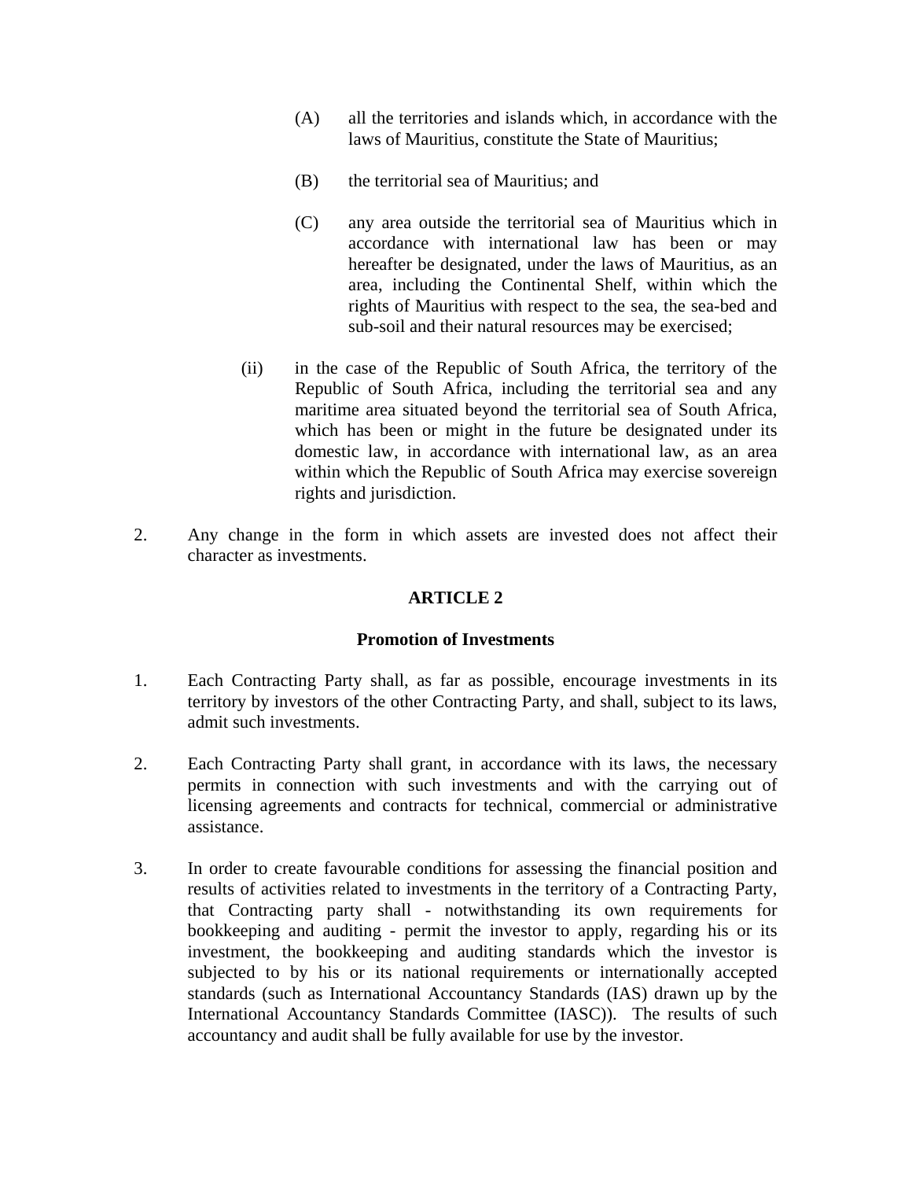(A) all the territories and islands which, in accordance with the laws of Mauritius, constitute the State of Mauritius;

(B) the territorial sea of Mauritius; and

(C) any area outside the territorial sea of Mauritius which in accordance with international law has been or may hereafter be designated, under the laws of Mauritius, as an area, including the Continental Shelf, within which the rights of Mauritius with respect to the sea, the sea-bed and sub-soil and their natural resources may be exercised;

(ii) in the case of the Republic of South Africa, the territory of the Republic of South Africa, including the territorial sea and any maritime area situated beyond the territorial sea of South Africa, which has been or might in the future be designated under its domestic law, in accordance with international law, as an area within which the Republic of South Africa may exercise sovereign rights and jurisdiction.

2. Any change in the form in which assets are invested does not affect their character as investments.

## ARTICLE 2

### Promotion of Investments

1. Each Contracting Party shall, as far as possible, encourage investments in its territory by investors of the other Contracting Party, and shall, subject to its laws, admit such investments.

2. Each Contracting Party shall grant, in accordance with its laws, the necessary permits in connection with such investments and with the carrying out of licensing agreements and contracts for technical, commercial or administrative assistance.

3. In order to create favourable conditions for assessing the financial position and results of activities related to investments in the territory of a Contracting Party, that Contracting party shall - notwithstanding its own requirements for bookkeeping and auditing - permit the investor to apply, regarding his or its investment, the bookkeeping and auditing standards which the investor is subjected to by his or its national requirements or internationally accepted standards (such as International Accountancy Standards (IAS) drawn up by the International Accountancy Standards Committee (IASC)). The results of such accountancy and audit shall be fully available for use by the investor.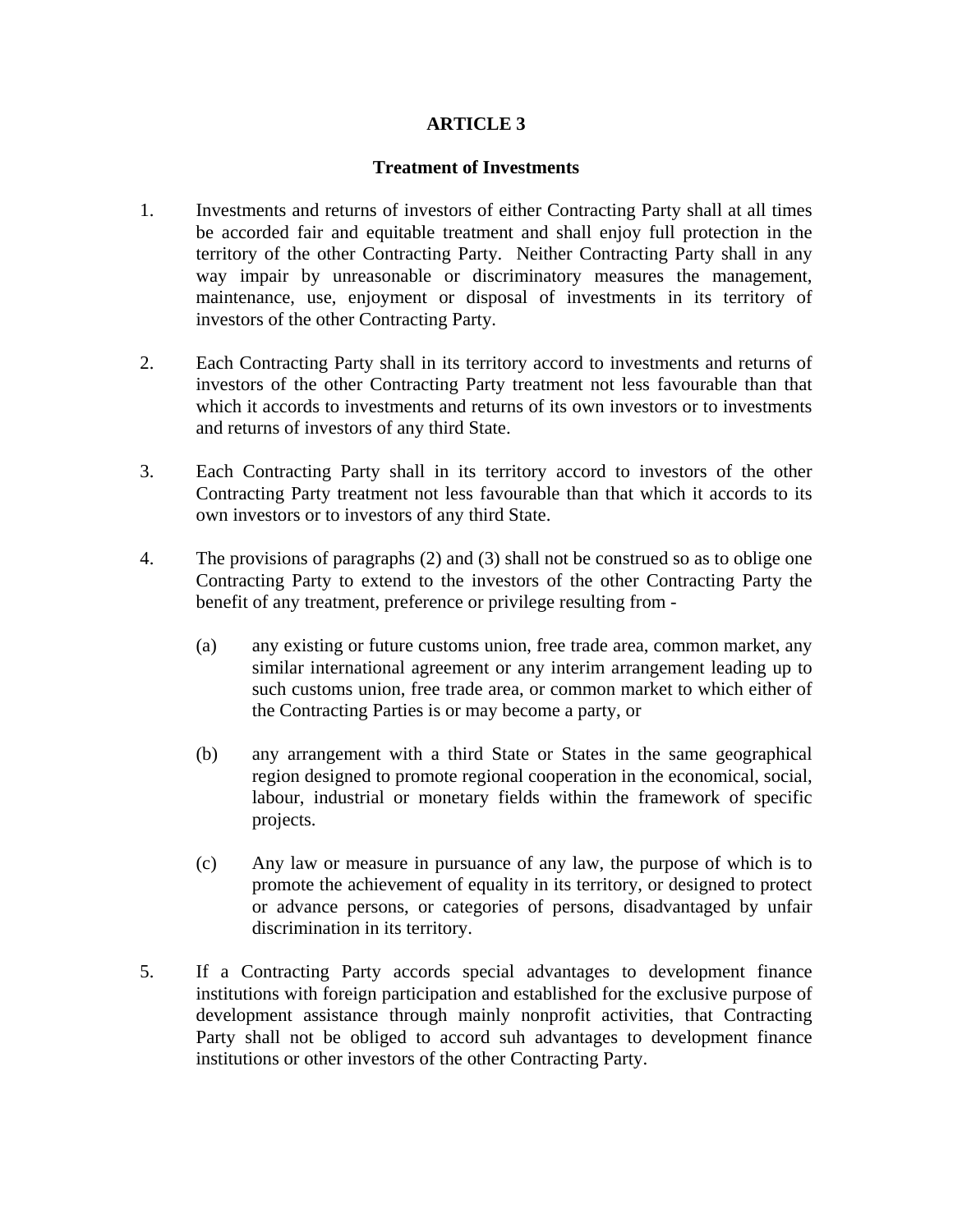# ARTICLE 3

## Treatment of Investments

1. Investments and returns of investors of either Contracting Party shall at all times be accorded fair and equitable treatment and shall enjoy full protection in the territory of the other Contracting Party. Neither Contracting Party shall in any way impair by unreasonable or discriminatory measures the management, maintenance, use, enjoyment or disposal of investments in its territory of investors of the other Contracting Party.

2. Each Contracting Party shall in its territory accord to investments and returns of investors of the other Contracting Party treatment not less favourable than that which it accords to investments and returns of its own investors or to investments and returns of investors of any third State.

3. Each Contracting Party shall in its territory accord to investors of the other Contracting Party treatment not less favourable than that which it accords to its own investors or to investors of any third State.

4. The provisions of paragraphs (2) and (3) shall not be construed so as to oblige one Contracting Party to extend to the investors of the other Contracting Party the benefit of any treatment, preference or privilege resulting from -

   (a) any existing or future customs union, free trade area, common market, any similar international agreement or any interim arrangement leading up to such customs union, free trade area, or common market to which either of the Contracting Parties is or may become a party, or

   (b) any arrangement with a third State or States in the same geographical region designed to promote regional cooperation in the economical, social, labour, industrial or monetary fields within the framework of specific projects.

   (c) Any law or measure in pursuance of any law, the purpose of which is to promote the achievement of equality in its territory, or designed to protect or advance persons, or categories of persons, disadvantaged by unfair discrimination in its territory.

5. If a Contracting Party accords special advantages to development finance institutions with foreign participation and established for the exclusive purpose of development assistance through mainly nonprofit activities, that Contracting Party shall not be obliged to accord suh advantages to development finance institutions or other investors of the other Contracting Party.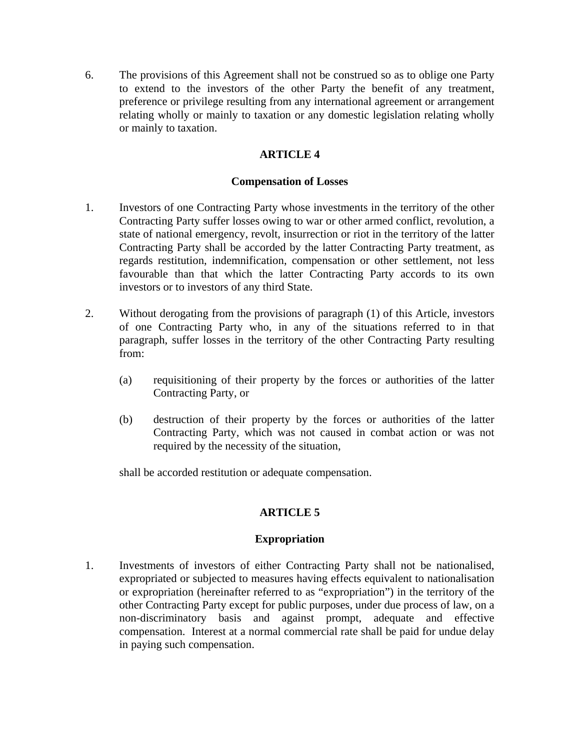6. The provisions of this Agreement shall not be construed so as to oblige one Party to extend to the investors of the other Party the benefit of any treatment, preference or privilege resulting from any international agreement or arrangement relating wholly or mainly to taxation or any domestic legislation relating wholly or mainly to taxation.

## ARTICLE 4

### Compensation of Losses

1. Investors of one Contracting Party whose investments in the territory of the other Contracting Party suffer losses owing to war or other armed conflict, revolution, a state of national emergency, revolt, insurrection or riot in the territory of the latter Contracting Party shall be accorded by the latter Contracting Party treatment, as regards restitution, indemnification, compensation or other settlement, not less favourable than that which the latter Contracting Party accords to its own investors or to investors of any third State.

2. Without derogating from the provisions of paragraph (1) of this Article, investors of one Contracting Party who, in any of the situations referred to in that paragraph, suffer losses in the territory of the other Contracting Party resulting from:

   (a) requisitioning of their property by the forces or authorities of the latter Contracting Party, or

   (b) destruction of their property by the forces or authorities of the latter Contracting Party, which was not caused in combat action or was not required by the necessity of the situation,

   shall be accorded restitution or adequate compensation.

## ARTICLE 5

### Expropriation

1. Investments of investors of either Contracting Party shall not be nationalised, expropriated or subjected to measures having effects equivalent to nationalisation or expropriation (hereinafter referred to as "expropriation") in the territory of the other Contracting Party except for public purposes, under due process of law, on a non-discriminatory basis and against prompt, adequate and effective compensation. Interest at a normal commercial rate shall be paid for undue delay in paying such compensation.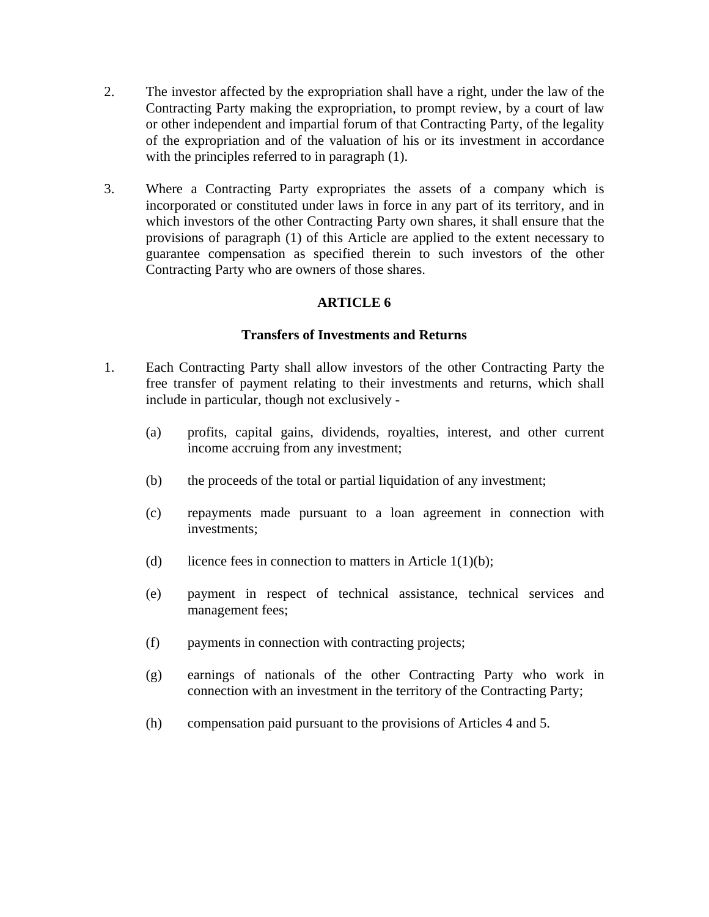2. The investor affected by the expropriation shall have a right, under the law of the Contracting Party making the expropriation, to prompt review, by a court of law or other independent and impartial forum of that Contracting Party, of the legality of the expropriation and of the valuation of his or its investment in accordance with the principles referred to in paragraph (1).

3. Where a Contracting Party expropriates the assets of a company which is incorporated or constituted under laws in force in any part of its territory, and in which investors of the other Contracting Party own shares, it shall ensure that the provisions of paragraph (1) of this Article are applied to the extent necessary to guarantee compensation as specified therein to such investors of the other Contracting Party who are owners of those shares.

## ARTICLE 6

### Transfers of Investments and Returns

1. Each Contracting Party shall allow investors of the other Contracting Party the free transfer of payment relating to their investments and returns, which shall include in particular, though not exclusively -

   (a) profits, capital gains, dividends, royalties, interest, and other current income accruing from any investment;

   (b) the proceeds of the total or partial liquidation of any investment;

   (c) repayments made pursuant to a loan agreement in connection with investments;

   (d) licence fees in connection to matters in Article 1(1)(b);

   (e) payment in respect of technical assistance, technical services and management fees;

   (f) payments in connection with contracting projects;

   (g) earnings of nationals of the other Contracting Party who work in connection with an investment in the territory of the Contracting Party;

   (h) compensation paid pursuant to the provisions of Articles 4 and 5.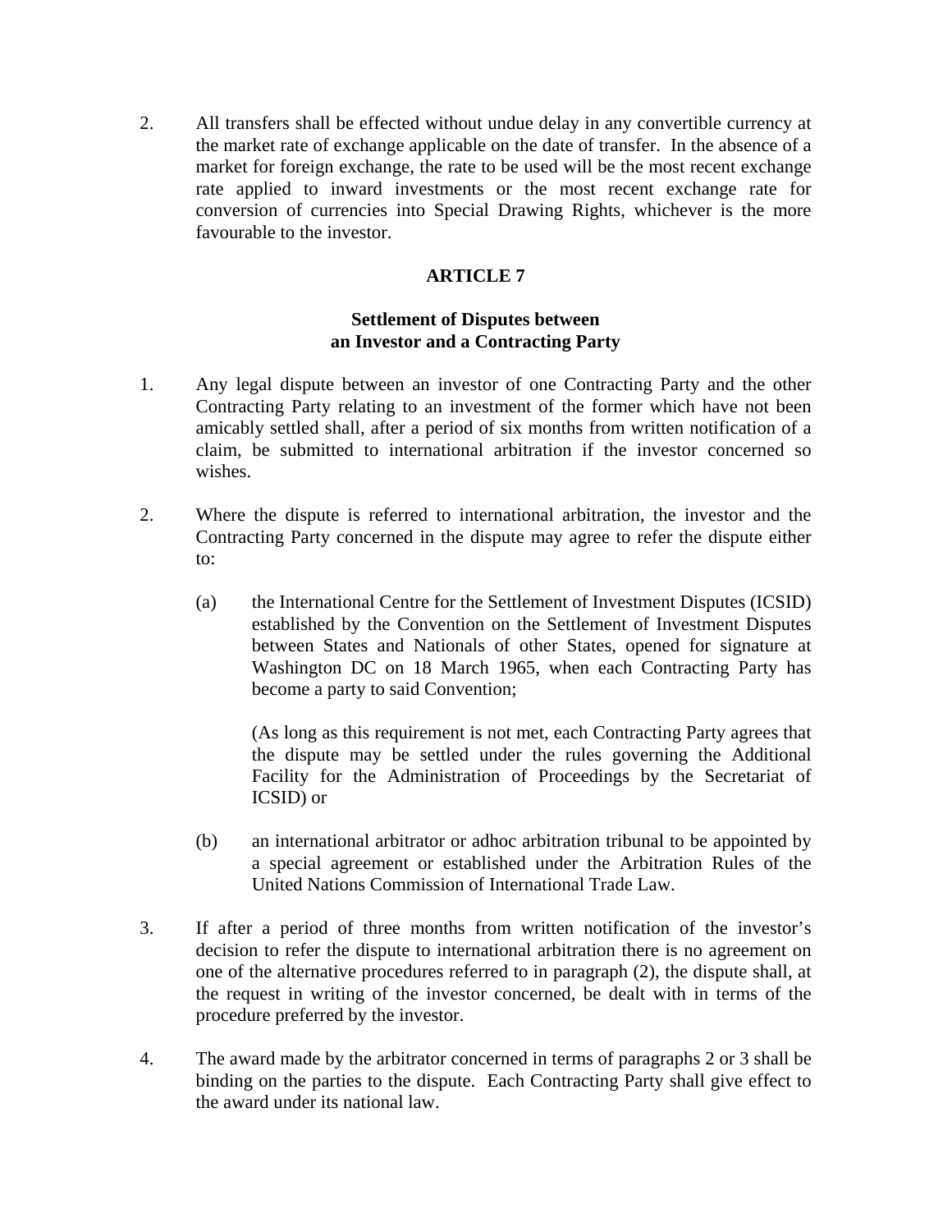2. All transfers shall be effected without undue delay in any convertible currency at the market rate of exchange applicable on the date of transfer. In the absence of a market for foreign exchange, the rate to be used will be the most recent exchange rate applied to inward investments or the most recent exchange rate for conversion of currencies into Special Drawing Rights, whichever is the more favourable to the investor.

## ARTICLE 7

### Settlement of Disputes between an Investor and a Contracting Party

1. Any legal dispute between an investor of one Contracting Party and the other Contracting Party relating to an investment of the former which have not been amicably settled shall, after a period of six months from written notification of a claim, be submitted to international arbitration if the investor concerned so wishes.

2. Where the dispute is referred to international arbitration, the investor and the Contracting Party concerned in the dispute may agree to refer the dispute either to:

   (a) the International Centre for the Settlement of Investment Disputes (ICSID) established by the Convention on the Settlement of Investment Disputes between States and Nationals of other States, opened for signature at Washington DC on 18 March 1965, when each Contracting Party has become a party to said Convention;

   (As long as this requirement is not met, each Contracting Party agrees that the dispute may be settled under the rules governing the Additional Facility for the Administration of Proceedings by the Secretariat of ICSID) or

   (b) an international arbitrator or adhoc arbitration tribunal to be appointed by a special agreement or established under the Arbitration Rules of the United Nations Commission of International Trade Law.

3. If after a period of three months from written notification of the investor's decision to refer the dispute to international arbitration there is no agreement on one of the alternative procedures referred to in paragraph (2), the dispute shall, at the request in writing of the investor concerned, be dealt with in terms of the procedure preferred by the investor.

4. The award made by the arbitrator concerned in terms of paragraphs 2 or 3 shall be binding on the parties to the dispute. Each Contracting Party shall give effect to the award under its national law.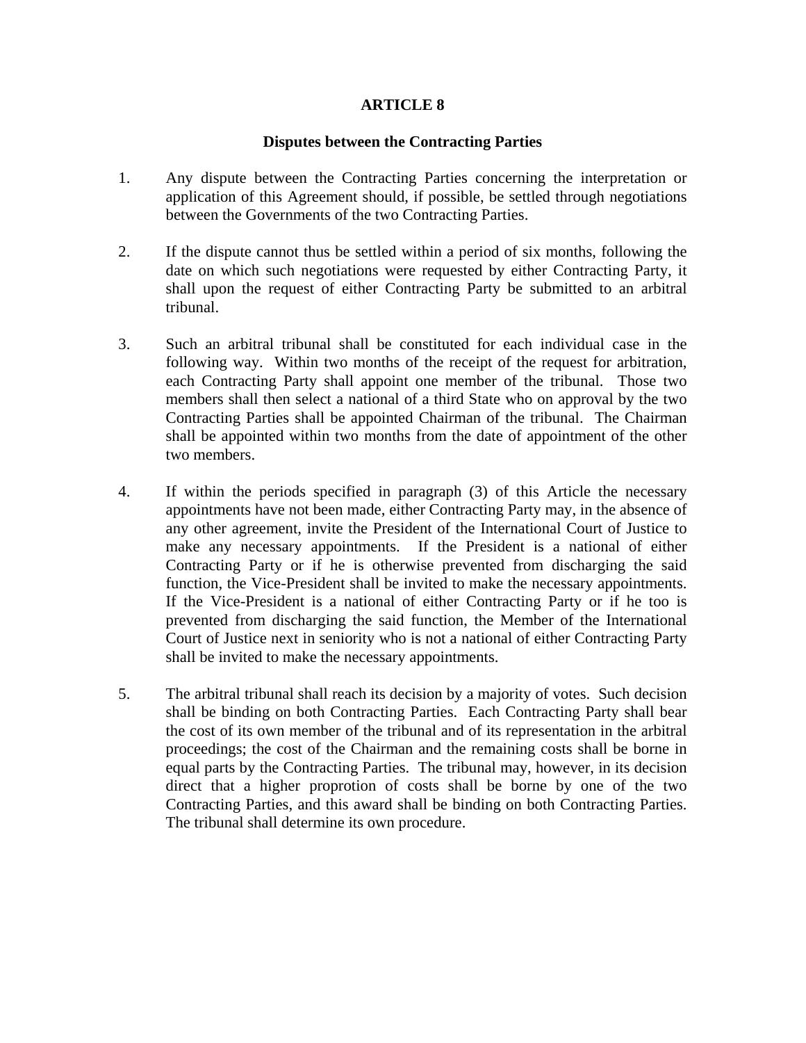# ARTICLE 8

## Disputes between the Contracting Parties

1. Any dispute between the Contracting Parties concerning the interpretation or application of this Agreement should, if possible, be settled through negotiations between the Governments of the two Contracting Parties.

2. If the dispute cannot thus be settled within a period of six months, following the date on which such negotiations were requested by either Contracting Party, it shall upon the request of either Contracting Party be submitted to an arbitral tribunal.

3. Such an arbitral tribunal shall be constituted for each individual case in the following way. Within two months of the receipt of the request for arbitration, each Contracting Party shall appoint one member of the tribunal. Those two members shall then select a national of a third State who on approval by the two Contracting Parties shall be appointed Chairman of the tribunal. The Chairman shall be appointed within two months from the date of appointment of the other two members.

4. If within the periods specified in paragraph (3) of this Article the necessary appointments have not been made, either Contracting Party may, in the absence of any other agreement, invite the President of the International Court of Justice to make any necessary appointments. If the President is a national of either Contracting Party or if he is otherwise prevented from discharging the said function, the Vice-President shall be invited to make the necessary appointments. If the Vice-President is a national of either Contracting Party or if he too is prevented from discharging the said function, the Member of the International Court of Justice next in seniority who is not a national of either Contracting Party shall be invited to make the necessary appointments.

5. The arbitral tribunal shall reach its decision by a majority of votes. Such decision shall be binding on both Contracting Parties. Each Contracting Party shall bear the cost of its own member of the tribunal and of its representation in the arbitral proceedings; the cost of the Chairman and the remaining costs shall be borne in equal parts by the Contracting Parties. The tribunal may, however, in its decision direct that a higher proprotion of costs shall be borne by one of the two Contracting Parties, and this award shall be binding on both Contracting Parties. The tribunal shall determine its own procedure.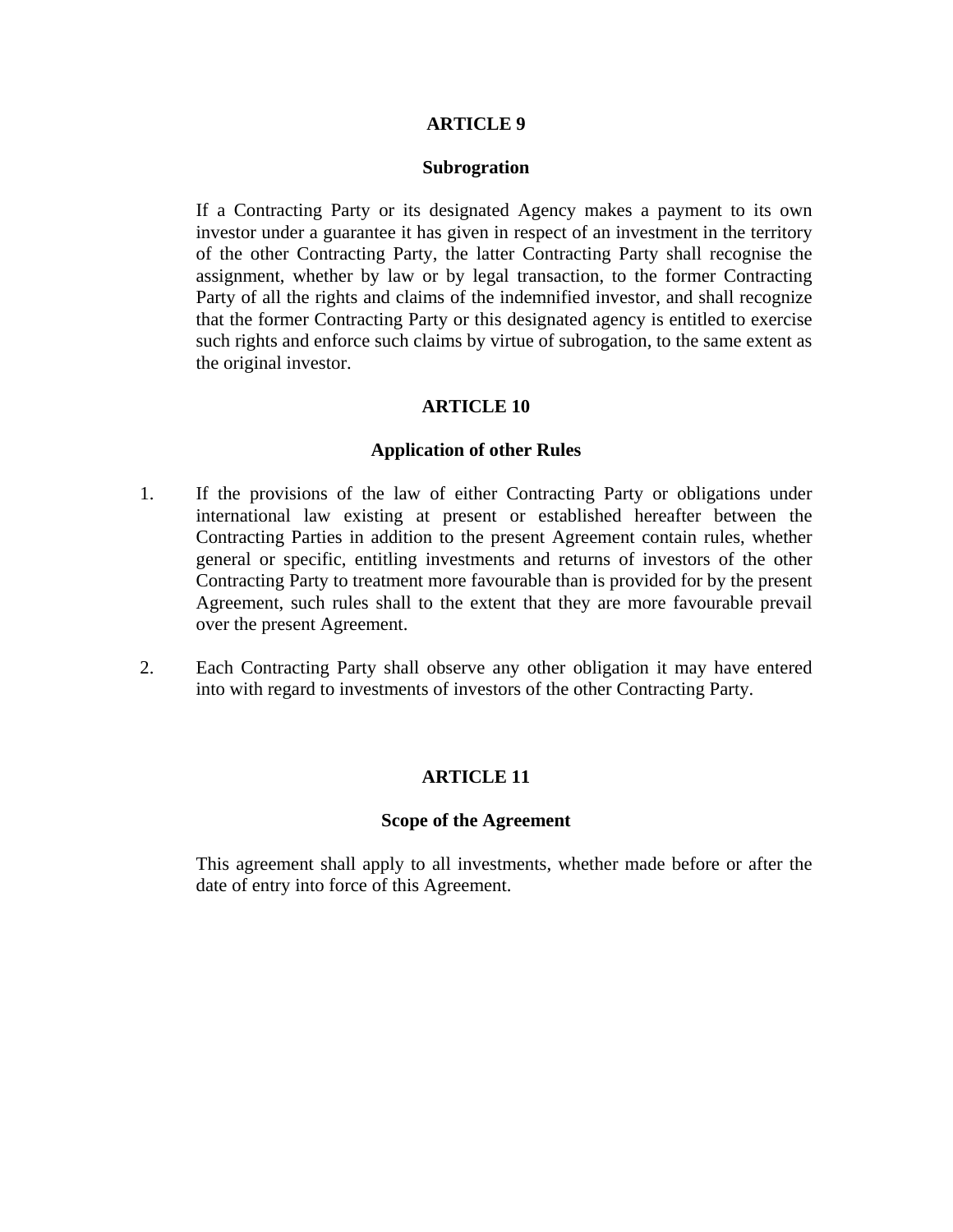## ARTICLE 9

### Subrogration

If a Contracting Party or its designated Agency makes a payment to its own investor under a guarantee it has given in respect of an investment in the territory of the other Contracting Party, the latter Contracting Party shall recognise the assignment, whether by law or by legal transaction, to the former Contracting Party of all the rights and claims of the indemnified investor, and shall recognize that the former Contracting Party or this designated agency is entitled to exercise such rights and enforce such claims by virtue of subrogation, to the same extent as the original investor.

## ARTICLE 10

### Application of other Rules

1. If the provisions of the law of either Contracting Party or obligations under international law existing at present or established hereafter between the Contracting Parties in addition to the present Agreement contain rules, whether general or specific, entitling investments and returns of investors of the other Contracting Party to treatment more favourable than is provided for by the present Agreement, such rules shall to the extent that they are more favourable prevail over the present Agreement.

2. Each Contracting Party shall observe any other obligation it may have entered into with regard to investments of investors of the other Contracting Party.

## ARTICLE 11

### Scope of the Agreement

This agreement shall apply to all investments, whether made before or after the date of entry into force of this Agreement.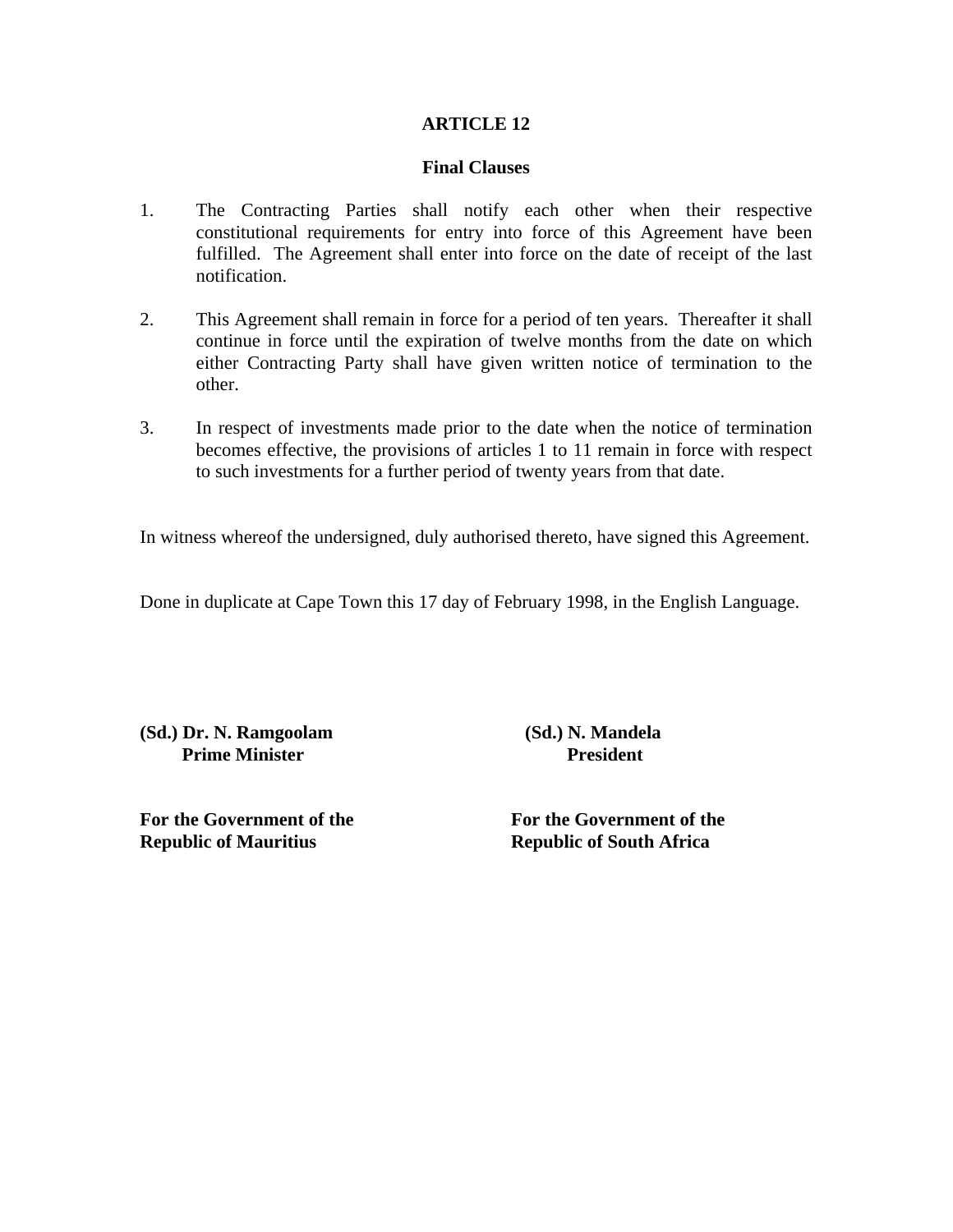## ARTICLE 12

### Final Clauses

1. The Contracting Parties shall notify each other when their respective constitutional requirements for entry into force of this Agreement have been fulfilled. The Agreement shall enter into force on the date of receipt of the last notification.

2. This Agreement shall remain in force for a period of ten years. Thereafter it shall continue in force until the expiration of twelve months from the date on which either Contracting Party shall have given written notice of termination to the other.

3. In respect of investments made prior to the date when the notice of termination becomes effective, the provisions of articles 1 to 11 remain in force with respect to such investments for a further period of twenty years from that date.

In witness whereof the undersigned, duly authorised thereto, have signed this Agreement.

Done in duplicate at Cape Town this 17 day of February 1998, in the English Language.

**(Sd.) Dr. N. Ramgoolam**
**Prime Minister**

**For the Government of the Republic of Mauritius**

**(Sd.) N. Mandela**
**President**

**For the Government of the Republic of South Africa**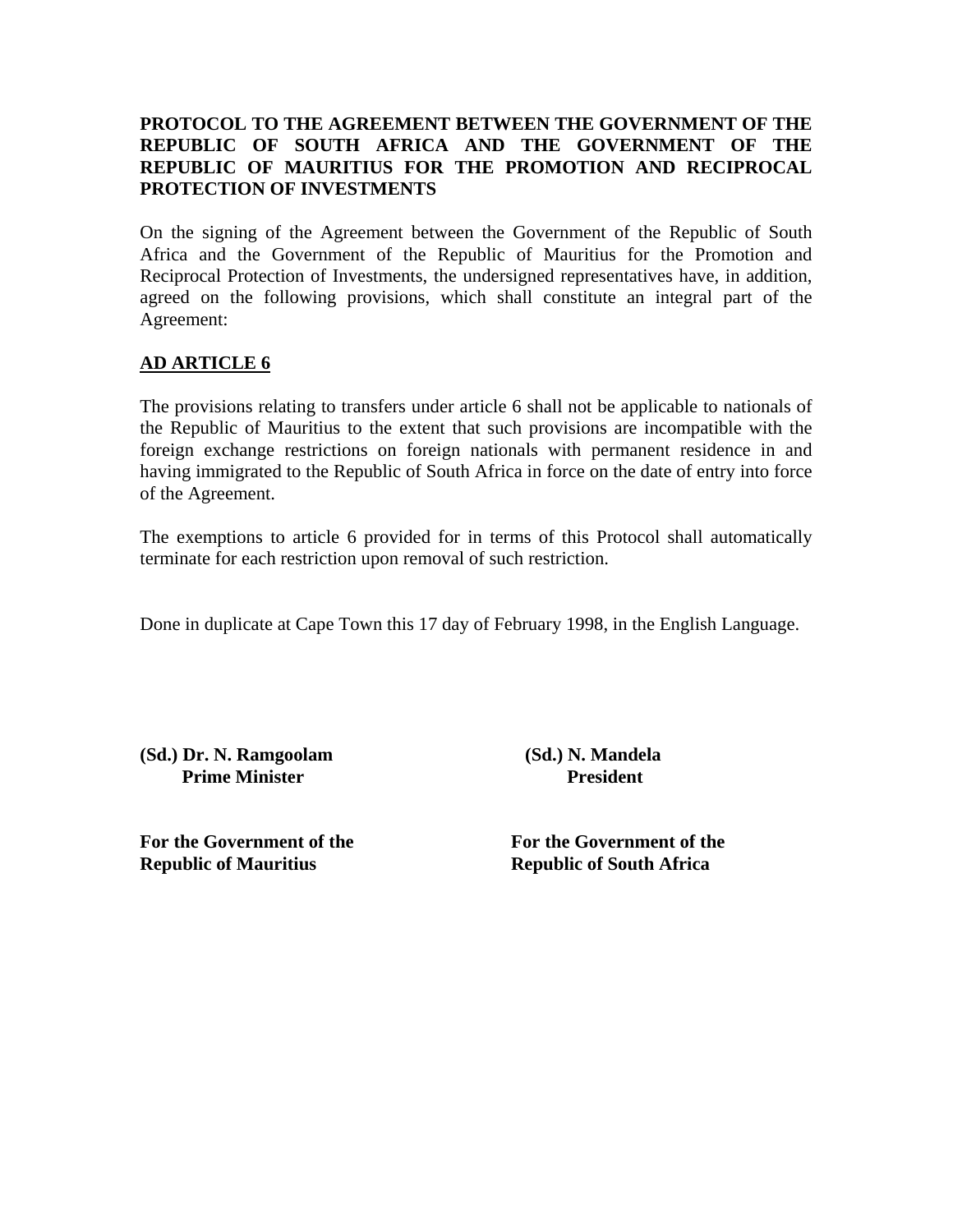**PROTOCOL TO THE AGREEMENT BETWEEN THE GOVERNMENT OF THE REPUBLIC OF SOUTH AFRICA AND THE GOVERNMENT OF THE REPUBLIC OF MAURITIUS FOR THE PROMOTION AND RECIPROCAL PROTECTION OF INVESTMENTS**

On the signing of the Agreement between the Government of the Republic of South Africa and the Government of the Republic of Mauritius for the Promotion and Reciprocal Protection of Investments, the undersigned representatives have, in addition, agreed on the following provisions, which shall constitute an integral part of the Agreement:

**<u>AD ARTICLE 6</u>**

The provisions relating to transfers under article 6 shall not be applicable to nationals of the Republic of Mauritius to the extent that such provisions are incompatible with the foreign exchange restrictions on foreign nationals with permanent residence in and having immigrated to the Republic of South Africa in force on the date of entry into force of the Agreement.

The exemptions to article 6 provided for in terms of this Protocol shall automatically terminate for each restriction upon removal of such restriction.

Done in duplicate at Cape Town this 17 day of February 1998, in the English Language.

**(Sd.) Dr. N. Ramgoolam**
**Prime Minister**

**For the Government of the Republic of Mauritius**

**(Sd.) N. Mandela**
**President**

**For the Government of the Republic of South Africa**